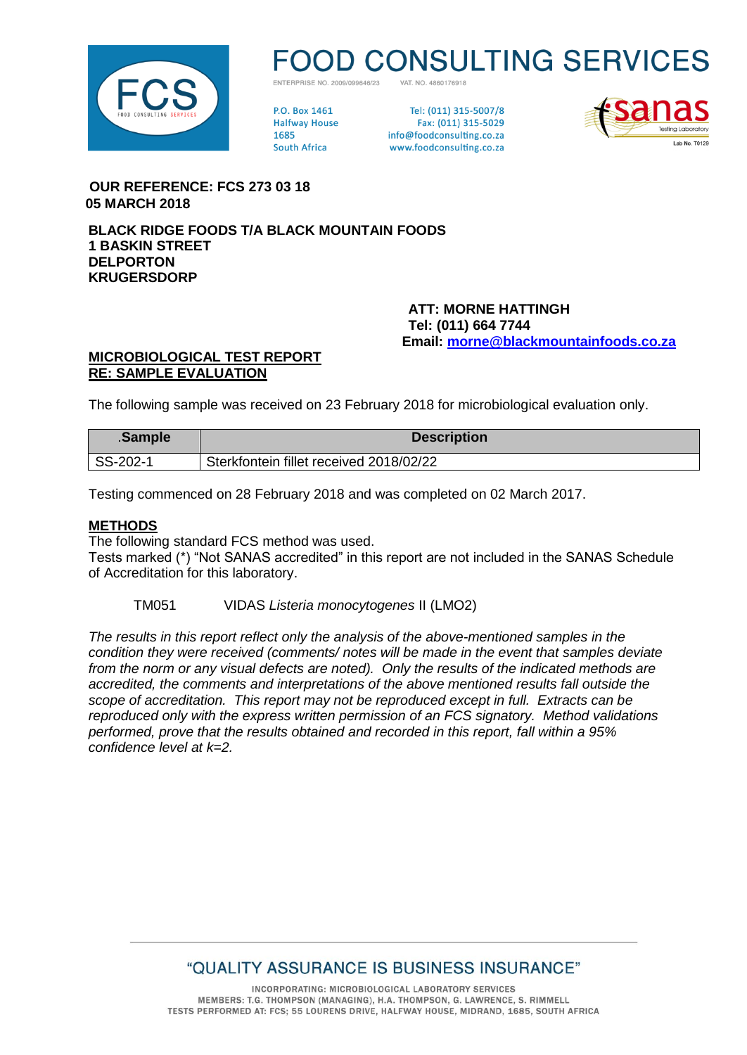# FOOD CONSULTING SERVICES

ENTERPRISE NO. 2009/099646/23 VAT. NO. 4860176918

P.O. Box 1461
Halfway House
1685
South Africa

Tel: (011) 315-5007/8
Fax: (011) 315-5029
info@foodconsulting.co.za
www.foodconsulting.co.za

sanas Testing Laboratory
Lab No. T0129

**OUR REFERENCE: FCS 273 03 18**
**05 MARCH 2018**

**BLACK RIDGE FOODS T/A BLACK MOUNTAIN FOODS**
**1 BASKIN STREET**
**DELPORTON**
**KRUGERSDORP**

**ATT: MORNE HATTINGH**
**Tel: (011) 664 7744**
**Email: morne@blackmountainfoods.co.za**

**MICROBIOLOGICAL TEST REPORT**
**RE: SAMPLE EVALUATION**

The following sample was received on 23 February 2018 for microbiological evaluation only.

| .Sample | Description |
|---|---|
| SS-202-1 | Sterkfontein fillet received 2018/02/22 |

Testing commenced on 28 February 2018 and was completed on 02 March 2017.

**METHODS**

The following standard FCS method was used.
Tests marked (*) "Not SANAS accredited" in this report are not included in the SANAS Schedule of Accreditation for this laboratory.

TM051 VIDAS *Listeria monocytogenes* II (LMO2)

*The results in this report reflect only the analysis of the above-mentioned samples in the condition they were received (comments/ notes will be made in the event that samples deviate from the norm or any visual defects are noted). Only the results of the indicated methods are accredited, the comments and interpretations of the above mentioned results fall outside the scope of accreditation. This report may not be reproduced except in full. Extracts can be reproduced only with the express written permission of an FCS signatory. Method validations performed, prove that the results obtained and recorded in this report, fall within a 95% confidence level at k=2.*

"QUALITY ASSURANCE IS BUSINESS INSURANCE"

INCORPORATING: MICROBIOLOGICAL LABORATORY SERVICES
MEMBERS: T.G. THOMPSON (MANAGING), H.A. THOMPSON, G. LAWRENCE, S. RIMMELL
TESTS PERFORMED AT: FCS; 55 LOURENS DRIVE, HALFWAY HOUSE, MIDRAND, 1685, SOUTH AFRICA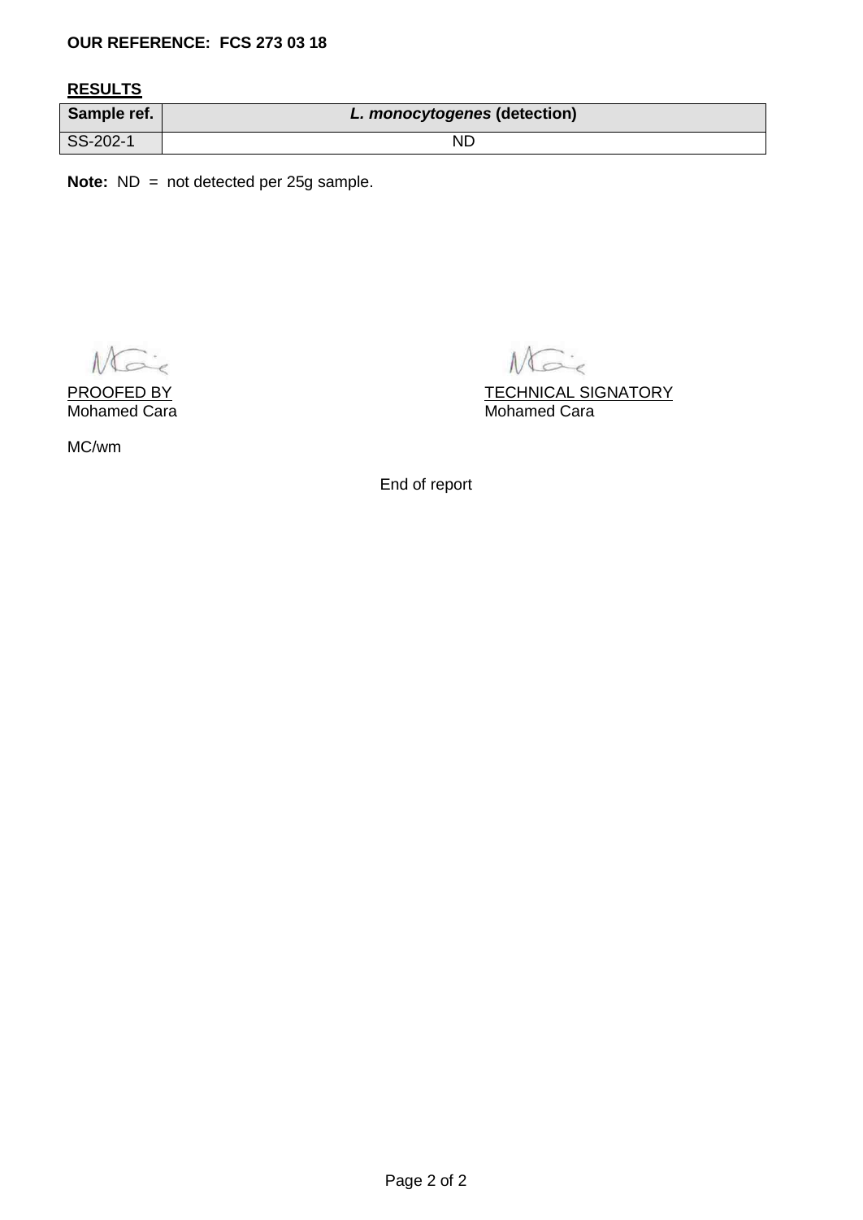**OUR REFERENCE: FCS 273 03 18**

**RESULTS**

| Sample ref. | ***L. monocytogenes*** **(detection)** |
|---|---|
| SS-202-1 | ND |

**Note:** ND = not detected per 25g sample.

PROOFED BY
Mohamed Cara

TECHNICAL SIGNATORY
Mohamed Cara

MC/wm

End of report